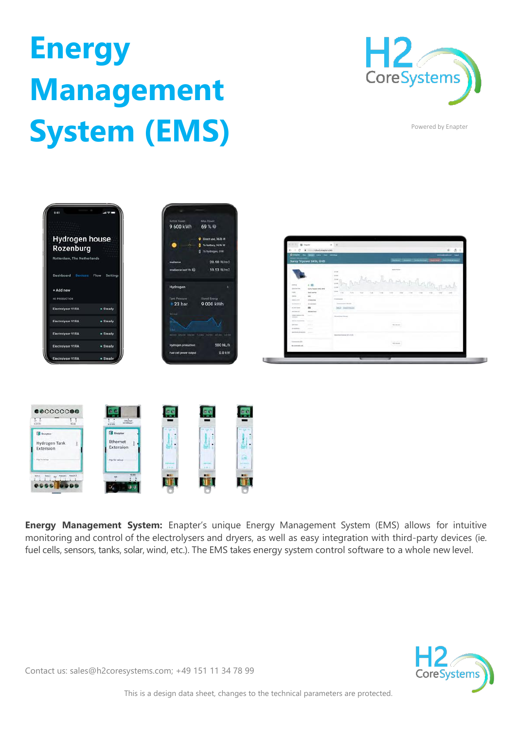# Energy Management System (EMS)

Powered by Enapter

**Energy Management System:** Enapter's unique Energy Management System (EMS) allows for intuitive monitoring and control of the electrolysers and dryers, as well as easy integration with third-party devices (ie. fuel cells, sensors, tanks, solar, wind, etc.). The EMS takes energy system control software to a whole new level.

Contact us: sales@h2coresystems.com; +49 151 11 34 78 99

This is a design data sheet, changes to the technical parameters are protected.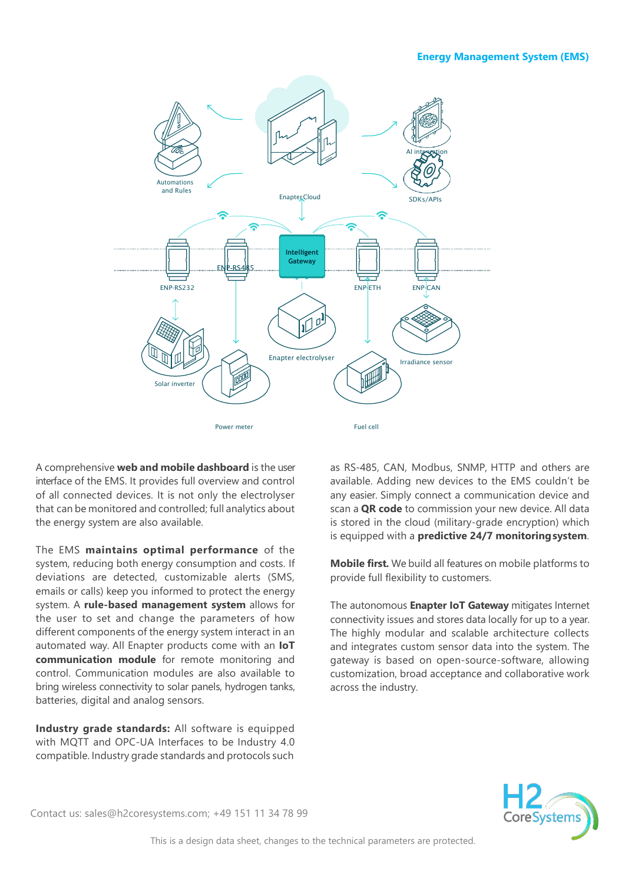## Energy Management System (EMS)

Automations and Rules

Enapter Cloud

AI integration

SDKs/APIs

Intelligent Gateway

ENP-RS232

ENP-RS485

ENP-ETH

ENP-CAN

Solar inverter

Power meter

Enapter electrolyser

Fuel cell

Irradiance sensor

A comprehensive **web and mobile dashboard** is the user interface of the EMS. It provides full overview and control of all connected devices. It is not only the electrolyser that can be monitored and controlled; full analytics about the energy system are also available.

The EMS **maintains optimal performance** of the system, reducing both energy consumption and costs. If deviations are detected, customizable alerts (SMS, emails or calls) keep you informed to protect the energy system. A **rule-based management system** allows for the user to set and change the parameters of how different components of the energy system interact in an automated way. All Enapter products come with an **IoT communication module** for remote monitoring and control. Communication modules are also available to bring wireless connectivity to solar panels, hydrogen tanks, batteries, digital and analog sensors.

**Industry grade standards:** All software is equipped with MQTT and OPC-UA Interfaces to be Industry 4.0 compatible. Industry grade standards and protocols such as RS-485, CAN, Modbus, SNMP, HTTP and others are available. Adding new devices to the EMS couldn't be any easier. Simply connect a communication device and scan a **QR code** to commission your new device. All data is stored in the cloud (military-grade encryption) which is equipped with a **predictive 24/7 monitoring system**.

**Mobile first.** We build all features on mobile platforms to provide full flexibility to customers.

The autonomous **Enapter IoT Gateway** mitigates Internet connectivity issues and stores data locally for up to a year. The highly modular and scalable architecture collects and integrates custom sensor data into the system. The gateway is based on open-source-software, allowing customization, broad acceptance and collaborative work across the industry.

Contact us: sales@h2coresystems.com; +49 151 11 34 78 99

H2 CoreSystems

This is a design data sheet, changes to the technical parameters are protected.